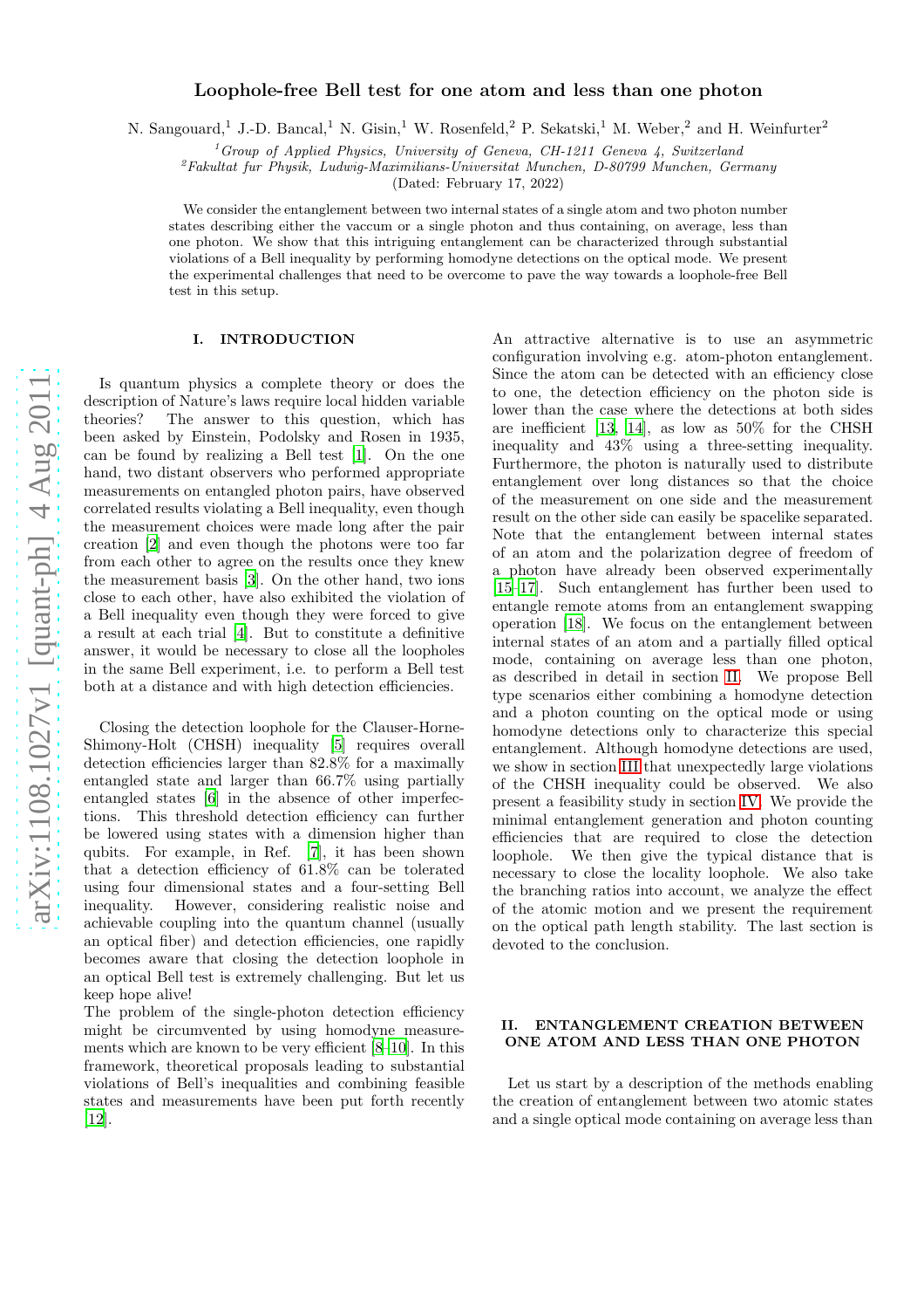# Loophole-free Bell test for one atom and less than one photon

N. Sangouard,[1] J.-D. Bancal,[1] N. Gisin,[1] W. Rosenfeld,[2] P. Sekatski,[1] M. Weber,[2] and H. Weinfurter[2]

[1] *Group of Applied Physics, University of Geneva, CH-1211 Geneva 4, Switzerland*
[2] *Fakultat fur Physik, Ludwig-Maximilians-Universitat Munchen, D-80799 Munchen, Germany*

(Dated: February 17, 2022)

We consider the entanglement between two internal states of a single atom and two photon number states describing either the vaccum or a single photon and thus containing, on average, less than one photon. We show that this intriguing entanglement can be characterized through substantial violations of a Bell inequality by performing homodyne detections on the optical mode. We present the experimental challenges that need to be overcome to pave the way towards a loophole-free Bell test in this setup.

## I. INTRODUCTION

Is quantum physics a complete theory or does the description of Nature's laws require local hidden variable theories? The answer to this question, which has been asked by Einstein, Podolsky and Rosen in 1935, can be found by realizing a Bell test [1]. On the one hand, two distant observers who performed appropriate measurements on entangled photon pairs, have observed correlated results violating a Bell inequality, even though the measurement choices were made long after the pair creation [2] and even though the photons were too far from each other to agree on the results once they knew the measurement basis [3]. On the other hand, two ions close to each other, have also exhibited the violation of a Bell inequality even though they were forced to give a result at each trial [4]. But to constitute a definitive answer, it would be necessary to close all the loopholes in the same Bell experiment, i.e. to perform a Bell test both at a distance and with high detection efficiencies.

Closing the detection loophole for the Clauser-Horne-Shimony-Holt (CHSH) inequality [5] requires overall detection efficiencies larger than 82.8% for a maximally entangled state and larger than 66.7% using partially entangled states [6] in the absence of other imperfections. This threshold detection efficiency can further be lowered using states with a dimension higher than qubits. For example, in Ref. [7], it has been shown that a detection efficiency of 61.8% can be tolerated using four dimensional states and a four-setting Bell inequality. However, considering realistic noise and achievable coupling into the quantum channel (usually an optical fiber) and detection efficiencies, one rapidly becomes aware that closing the detection loophole in an optical Bell test is extremely challenging. But let us keep hope alive!
The problem of the single-photon detection efficiency might be circumvented by using homodyne measurements which are known to be very efficient [8–10]. In this framework, theoretical proposals leading to substantial violations of Bell's inequalities and combining feasible states and measurements have been put forth recently [12].
An attractive alternative is to use an asymmetric configuration involving e.g. atom-photon entanglement. Since the atom can be detected with an efficiency close to one, the detection efficiency on the photon side is lower than the case where the detections at both sides are inefficient [13, 14], as low as 50% for the CHSH inequality and 43% using a three-setting inequality. Furthermore, the photon is naturally used to distribute entanglement over long distances so that the choice of the measurement on one side and the measurement result on the other side can easily be spacelike separated. Note that the entanglement between internal states of an atom and the polarization degree of freedom of a photon have already been observed experimentally [15–17]. Such entanglement has further been used to entangle remote atoms from an entanglement swapping operation [18]. We focus on the entanglement between internal states of an atom and a partially filled optical mode, containing on average less than one photon, as described in detail in section II. We propose Bell type scenarios either combining a homodyne detection and a photon counting on the optical mode or using homodyne detections only to characterize this special entanglement. Although homodyne detections are used, we show in section III that unexpectedly large violations of the CHSH inequality could be observed. We also present a feasibility study in section IV. We provide the minimal entanglement generation and photon counting efficiencies that are required to close the detection loophole. We then give the typical distance that is necessary to close the locality loophole. We also take the branching ratios into account, we analyze the effect of the atomic motion and we present the requirement on the optical path length stability. The last section is devoted to the conclusion.

## II. ENTANGLEMENT CREATION BETWEEN ONE ATOM AND LESS THAN ONE PHOTON

Let us start by a description of the methods enabling the creation of entanglement between two atomic states and a single optical mode containing on average less than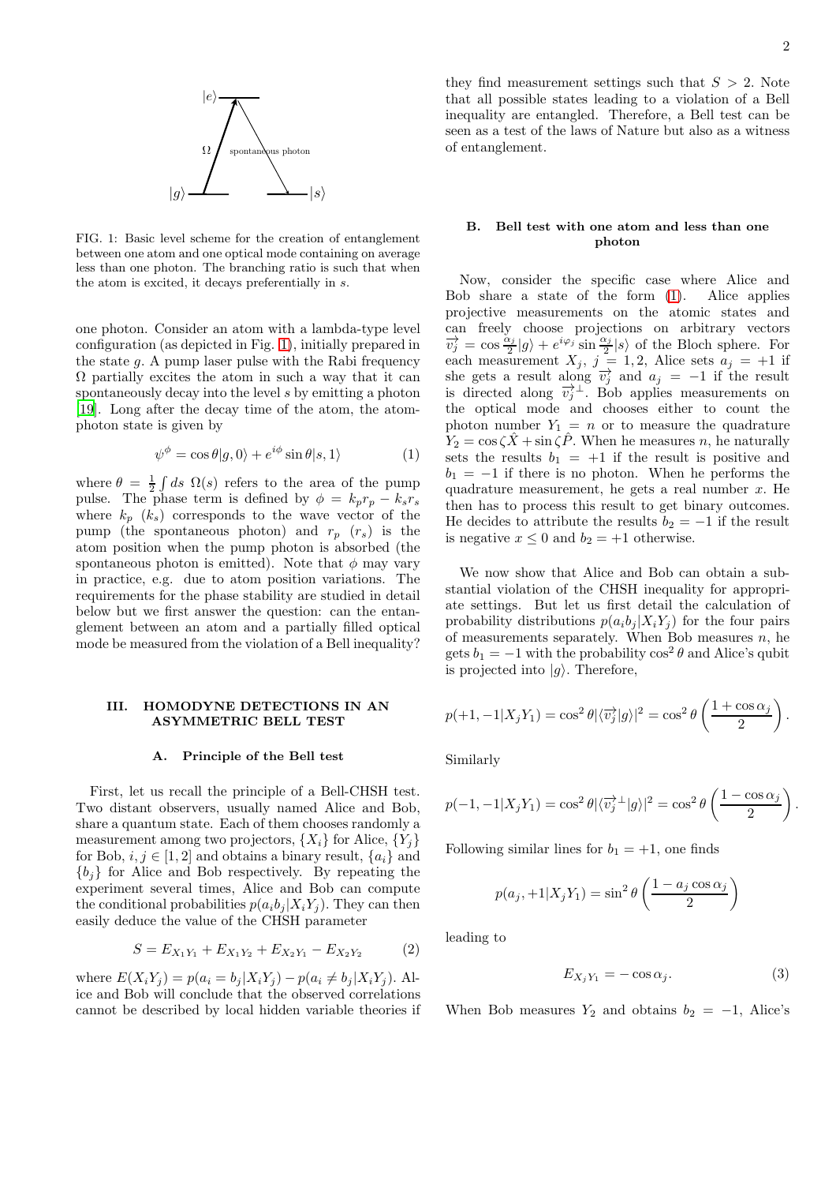FIG. 1: Basic level scheme for the creation of entanglement between one atom and one optical mode containing on average less than one photon. The branching ratio is such that when the atom is excited, it decays preferentially in $s$.

one photon. Consider an atom with a lambda-type level configuration (as depicted in Fig. 1), initially prepared in the state $g$. A pump laser pulse with the Rabi frequency $\Omega$ partially excites the atom in such a way that it can spontaneously decay into the level $s$ by emitting a photon [19]. Long after the decay time of the atom, the atom-photon state is given by

$$\psi^{\phi} = \cos\theta|g,0\rangle + e^{i\phi}\sin\theta|s,1\rangle \tag{1}$$

where $\theta = \frac{1}{2}\int ds\ \Omega(s)$ refers to the area of the pump pulse. The phase term is defined by $\phi = k_p r_p - k_s r_s$ where $k_p$ ($k_s$) corresponds to the wave vector of the pump (the spontaneous photon) and $r_p$ ($r_s$) is the atom position when the pump photon is absorbed (the spontaneous photon is emitted). Note that $\phi$ may vary in practice, e.g. due to atom position variations. The requirements for the phase stability are studied in detail below but we first answer the question: can the entanglement between an atom and a partially filled optical mode be measured from the violation of a Bell inequality?

## III. HOMODYNE DETECTIONS IN AN ASYMMETRIC BELL TEST

### A. Principle of the Bell test

First, let us recall the principle of a Bell-CHSH test. Two distant observers, usually named Alice and Bob, share a quantum state. Each of them chooses randomly a measurement among two projectors, $\{X_i\}$ for Alice, $\{Y_j\}$ for Bob, $i, j \in [1, 2]$ and obtains a binary result, $\{a_i\}$ and $\{b_j\}$ for Alice and Bob respectively. By repeating the experiment several times, Alice and Bob can compute the conditional probabilities $p(a_i b_j|X_i Y_j)$. They can then easily deduce the value of the CHSH parameter

$$S = E_{X_1Y_1} + E_{X_1Y_2} + E_{X_2Y_1} - E_{X_2Y_2} \tag{2}$$

where $E(X_iY_j) = p(a_i = b_j|X_iY_j) - p(a_i \neq b_j|X_iY_j)$. Alice and Bob will conclude that the observed correlations cannot be described by local hidden variable theories if they find measurement settings such that $S > 2$. Note that all possible states leading to a violation of a Bell inequality are entangled. Therefore, a Bell test can be seen as a test of the laws of Nature but also as a witness of entanglement.

### B. Bell test with one atom and less than one photon

Now, consider the specific case where Alice and Bob share a state of the form (1). Alice applies projective measurements on the atomic states and can freely choose projections on arbitrary vectors $\overrightarrow{v_j} = \cos\frac{\alpha_j}{2}|g\rangle + e^{i\varphi_j}\sin\frac{\alpha_j}{2}|s\rangle$ of the Bloch sphere. For each measurement $X_j$, $j = 1, 2$, Alice sets $a_j = +1$ if she gets a result along $\overrightarrow{v_j}$ and $a_j = -1$ if the result is directed along $\overrightarrow{v_j}^{\perp}$. Bob applies measurements on the optical mode and chooses either to count the photon number $Y_1 = n$ or to measure the quadrature $Y_2 = \cos\zeta\hat{X} + \sin\zeta\hat{P}$. When he measures $n$, he naturally sets the results $b_1 = +1$ if the result is positive and $b_1 = -1$ if there is no photon. When he performs the quadrature measurement, he gets a real number $x$. He then has to process this result to get binary outcomes. He decides to attribute the results $b_2 = -1$ if the result is negative $x \leq 0$ and $b_2 = +1$ otherwise.

We now show that Alice and Bob can obtain a substantial violation of the CHSH inequality for appropriate settings. But let us first detail the calculation of probability distributions $p(a_ib_j|X_iY_j)$ for the four pairs of measurements separately. When Bob measures $n$, he gets $b_1 = -1$ with the probability $\cos^2\theta$ and Alice's qubit is projected into $|g\rangle$. Therefore,

$$p(+1, -1|X_jY_1) = \cos^2\theta|\langle\overrightarrow{v_j}|g\rangle|^2 = \cos^2\theta\left(\frac{1+\cos\alpha_j}{2}\right).$$

Similarly

$$p(-1, -1|X_jY_1) = \cos^2\theta|\langle\overrightarrow{v_j}^{\perp}|g\rangle|^2 = \cos^2\theta\left(\frac{1-\cos\alpha_j}{2}\right).$$

Following similar lines for $b_1 = +1$, one finds

$$p(a_j, +1|X_jY_1) = \sin^2\theta\left(\frac{1-a_j\cos\alpha_j}{2}\right)$$

leading to

$$E_{X_jY_1} = -\cos\alpha_j. \tag{3}$$

When Bob measures $Y_2$ and obtains $b_2 = -1$, Alice's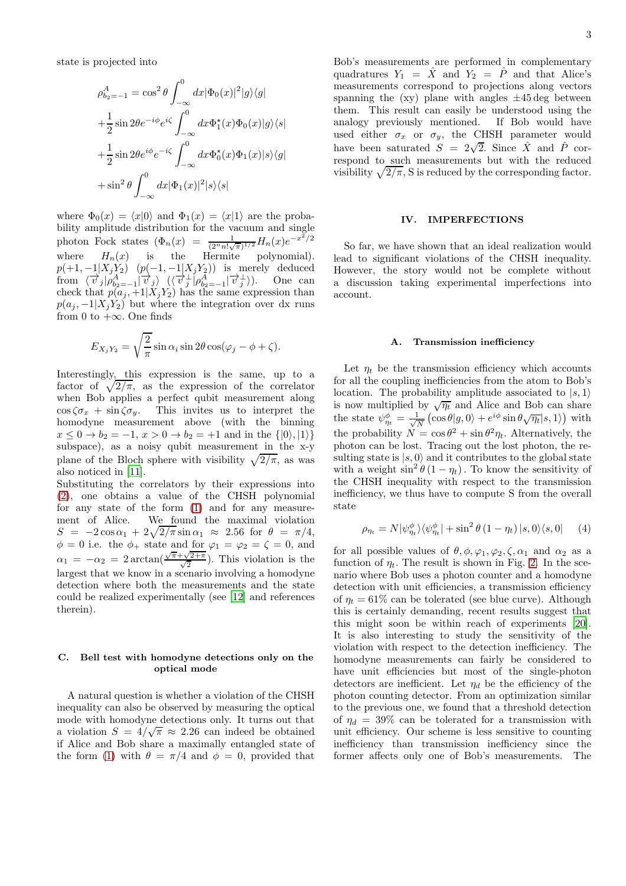state is projected into

$$
\begin{aligned}
\rho^A_{b_2=-1} &= \cos^2\theta \int_{-\infty}^{0} dx |\Phi_0(x)|^2 |g\rangle\langle g| \\
&+ \frac{1}{2}\sin 2\theta e^{-i\phi} e^{i\zeta} \int_{-\infty}^{0} dx \Phi_1^\star(x)\Phi_0(x) |g\rangle\langle s| \\
&+ \frac{1}{2}\sin 2\theta e^{i\phi} e^{-i\zeta} \int_{-\infty}^{0} dx \Phi_0^\star(x)\Phi_1(x) |s\rangle\langle g| \\
&+ \sin^2\theta \int_{-\infty}^{0} dx |\Phi_1(x)|^2 |s\rangle\langle s|
\end{aligned}
$$

where $\Phi_0(x) = \langle x|0\rangle$ and $\Phi_1(x) = \langle x|1\rangle$ are the probability amplitude distribution for the vacuum and single photon Fock states ($\Phi_n(x) = \frac{1}{(2^n n! \sqrt{\pi})^{1/2}} H_n(x) e^{-x^2/2}$ where $H_n(x)$ is the Hermite polynomial). $p(+1,-1|X_jY_2)$ ($p(-1,-1|X_jY_2)$) is merely deduced from $\langle \vec{v}_j | \rho^A_{b_2=-1} | \vec{v}_j \rangle$ ($\langle \vec{v}_j^\perp | \rho^A_{b_2=-1} | \vec{v}_j^\perp \rangle$). One can check that $p(a_j,+1|X_jY_2)$ has the same expression than $p(a_j,-1|X_jY_2)$ but where the integration over dx runs from 0 to $+\infty$. One finds

$$
E_{X_jY_2} = \sqrt{\frac{2}{\pi}} \sin\alpha_i \sin 2\theta \cos(\varphi_j - \phi + \zeta).
$$

Interestingly, this expression is the same, up to a factor of $\sqrt{2/\pi}$, as the expression of the correlator when Bob applies a perfect qubit measurement along $\cos\zeta\sigma_x + \sin\zeta\sigma_y$. This invites us to interpret the homodyne measurement above (with the binning $x \leq 0 \rightarrow b_2 = -1$, $x > 0 \rightarrow b_2 = +1$ and in the $\{|0\rangle, |1\rangle\}$ subspace), as a noisy qubit measurement in the x-y plane of the Bloch sphere with visibility $\sqrt{2/\pi}$, as was also noticed in [11].

Substituting the correlators by their expressions into (2), one obtains a value of the CHSH polynomial for any state of the form (1) and for any measurement of Alice. We found the maximal violation $S = -2\cos\alpha_1 + 2\sqrt{2/\pi}\sin\alpha_1 \approx 2.56$ for $\theta = \pi/4$, $\phi = 0$ i.e. the $\phi_+$ state and for $\varphi_1 = \varphi_2 = \zeta = 0$, and $\alpha_1 = -\alpha_2 = 2\arctan(\frac{\sqrt{\pi}+\sqrt{2+\pi}}{\sqrt{2}})$. This violation is the largest that we know in a scenario involving a homodyne detection where both the measurements and the state could be realized experimentally (see [12] and references therein).

### C. Bell test with homodyne detections only on the optical mode

A natural question is whether a violation of the CHSH inequality can also be observed by measuring the optical mode with homodyne detections only. It turns out that a violation $S = 4/\sqrt{\pi} \approx 2.26$ can indeed be obtained if Alice and Bob share a maximally entangled state of the form (1) with $\theta = \pi/4$ and $\phi = 0$, provided that Bob's measurements are performed in complementary quadratures $Y_1 = \hat{X}$ and $Y_2 = \hat{P}$ and that Alice's measurements correspond to projections along vectors spanning the (xy) plane with angles $\pm 45$ deg between them. This result can easily be understood using the analogy previously mentioned. If Bob would have used either $\sigma_x$ or $\sigma_y$, the CHSH parameter would have been saturated $S = 2\sqrt{2}$. Since $\hat{X}$ and $\hat{P}$ correspond to such measurements but with the reduced visibility $\sqrt{2/\pi}$, S is reduced by the corresponding factor.

## IV. IMPERFECTIONS

So far, we have shown that an ideal realization would lead to significant violations of the CHSH inequality. However, the story would not be complete without a discussion taking experimental imperfections into account.

### A. Transmission inefficiency

Let $\eta_t$ be the transmission efficiency which accounts for all the coupling inefficiencies from the atom to Bob's location. The probability amplitude associated to $|s, 1\rangle$ is now multiplied by $\sqrt{\eta_t}$ and Alice and Bob can share the state $\psi^\phi_{\eta_t} = \frac{1}{\sqrt{N}}\left(\cos\theta|g,0\rangle + e^{i\phi}\sin\theta\sqrt{\eta_t}|s,1\rangle\right)$ with the probability $N = \cos\theta^2 + \sin\theta^2\eta_t$. Alternatively, the photon can be lost. Tracing out the lost photon, the resulting state is $|s,0\rangle$ and it contributes to the global state with a weight $\sin^2\theta\,(1-\eta_t)$. To know the sensitivity of the CHSH inequality with respect to the transmission inefficiency, we thus have to compute S from the overall state

$$
\rho_{\eta_t} = N|\psi^\phi_{\eta_t}\rangle\langle\psi^\phi_{\eta_t}| + \sin^2\theta\,(1-\eta_t)\,|s,0\rangle\langle s,0| \tag{4}
$$

for all possible values of $\theta, \phi, \varphi_1, \varphi_2, \zeta, \alpha_1$ and $\alpha_2$ as a function of $\eta_t$. The result is shown in Fig. 2. In the scenario where Bob uses a photon counter and a homodyne detection with unit efficiencies, a transmission efficiency of $\eta_t = 61\%$ can be tolerated (see blue curve). Although this is certainly demanding, recent results suggest that this might soon be within reach of experiments [20]. It is also interesting to study the sensitivity of the violation with respect to the detection inefficiency. The homodyne measurements can fairly be considered to have unit efficiencies but most of the single-photon detectors are inefficient. Let $\eta_d$ be the efficiency of the photon counting detector. From an optimization similar to the previous one, we found that a threshold detection of $\eta_d = 39\%$ can be tolerated for a transmission with unit efficiency. Our scheme is less sensitive to counting inefficiency than transmission inefficiency since the former affects only one of Bob's measurements. The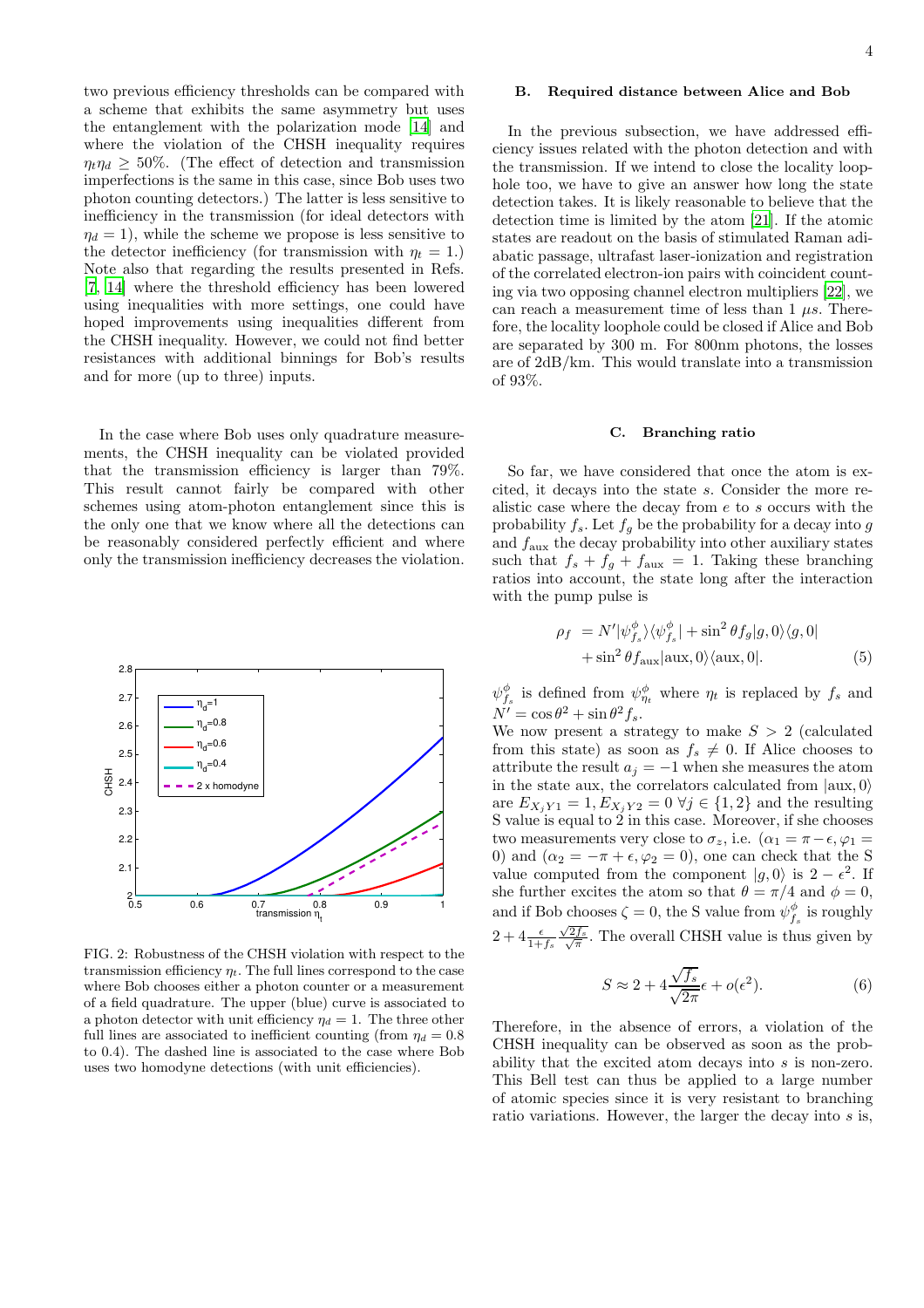two previous efficiency thresholds can be compared with a scheme that exhibits the same asymmetry but uses the entanglement with the polarization mode [14] and where the violation of the CHSH inequality requires $\eta_t \eta_d \geq 50\%$. (The effect of detection and transmission imperfections is the same in this case, since Bob uses two photon counting detectors.) The latter is less sensitive to inefficiency in the transmission (for ideal detectors with $\eta_d = 1$), while the scheme we propose is less sensitive to the detector inefficiency (for transmission with $\eta_t = 1$.) Note also that regarding the results presented in Refs. [7, 14] where the threshold efficiency has been lowered using inequalities with more settings, one could have hoped improvements using inequalities different from the CHSH inequality. However, we could not find better resistances with additional binnings for Bob's results and for more (up to three) inputs.

In the case where Bob uses only quadrature measurements, the CHSH inequality can be violated provided that the transmission efficiency is larger than 79%. This result cannot fairly be compared with other schemes using atom-photon entanglement since this is the only one that we know where all the detections can be reasonably considered perfectly efficient and where only the transmission inefficiency decreases the violation.

FIG. 2: Robustness of the CHSH violation with respect to the transmission efficiency $\eta_t$. The full lines correspond to the case where Bob chooses either a photon counter or a measurement of a field quadrature. The upper (blue) curve is associated to a photon detector with unit efficiency $\eta_d = 1$. The three other full lines are associated to inefficient counting (from $\eta_d = 0.8$ to 0.4). The dashed line is associated to the case where Bob uses two homodyne detections (with unit efficiencies).

### B. Required distance between Alice and Bob

In the previous subsection, we have addressed efficiency issues related with the photon detection and with the transmission. If we intend to close the locality loophole too, we have to give an answer how long the state detection takes. It is likely reasonable to believe that the detection time is limited by the atom [21]. If the atomic states are readout on the basis of stimulated Raman adiabatic passage, ultrafast laser-ionization and registration of the correlated electron-ion pairs with coincident counting via two opposing channel electron multipliers [22], we can reach a measurement time of less than 1 $\mu$s. Therefore, the locality loophole could be closed if Alice and Bob are separated by 300 m. For 800nm photons, the losses are of 2dB/km. This would translate into a transmission of 93%.

### C. Branching ratio

So far, we have considered that once the atom is excited, it decays into the state $s$. Consider the more realistic case where the decay from $e$ to $s$ occurs with the probability $f_s$. Let $f_g$ be the probability for a decay into $g$ and $f_{\text{aux}}$ the decay probability into other auxiliary states such that $f_s + f_g + f_{\text{aux}} = 1$. Taking these branching ratios into account, the state long after the interaction with the pump pulse is

$$\begin{aligned}\rho_f \; &= N' |\psi^\phi_{f_s}\rangle\langle\psi^\phi_{f_s}| + \sin^2\theta f_g |g,0\rangle\langle g,0| \\ &+ \sin^2\theta f_{\text{aux}} |\text{aux},0\rangle\langle \text{aux},0|. \end{aligned} \tag{5}$$

$\psi^\phi_{f_s}$ is defined from $\psi^\phi_{\eta_t}$ where $\eta_t$ is replaced by $f_s$ and $N' = \cos\theta^2 + \sin\theta^2 f_s$.
We now present a strategy to make $S > 2$ (calculated from this state) as soon as $f_s \neq 0$. If Alice chooses to attribute the result $a_j = -1$ when she measures the atom in the state aux, the correlators calculated from $|\text{aux},0\rangle$ are $E_{X_j Y1} = 1, E_{X_j Y2} = 0 \; \forall j \in \{1,2\}$ and the resulting S value is equal to 2 in this case. Moreover, if she chooses two measurements very close to $\sigma_z$, i.e. $(\alpha_1 = \pi - \epsilon, \varphi_1 = 0)$ and $(\alpha_2 = -\pi + \epsilon, \varphi_2 = 0)$, one can check that the S value computed from the component $|g,0\rangle$ is $2 - \epsilon^2$. If she further excites the atom so that $\theta = \pi/4$ and $\phi = 0$, and if Bob chooses $\zeta = 0$, the S value from $\psi^\phi_{f_s}$ is roughly $2 + 4\frac{\epsilon}{1+f_s}\frac{\sqrt{2f_s}}{\sqrt{\pi}}$. The overall CHSH value is thus given by

$$S \approx 2 + 4\frac{\sqrt{f_s}}{\sqrt{2\pi}}\epsilon + o(\epsilon^2). \tag{6}$$

Therefore, in the absence of errors, a violation of the CHSH inequality can be observed as soon as the probability that the excited atom decays into $s$ is non-zero. This Bell test can thus be applied to a large number of atomic species since it is very resistant to branching ratio variations. However, the larger the decay into $s$ is,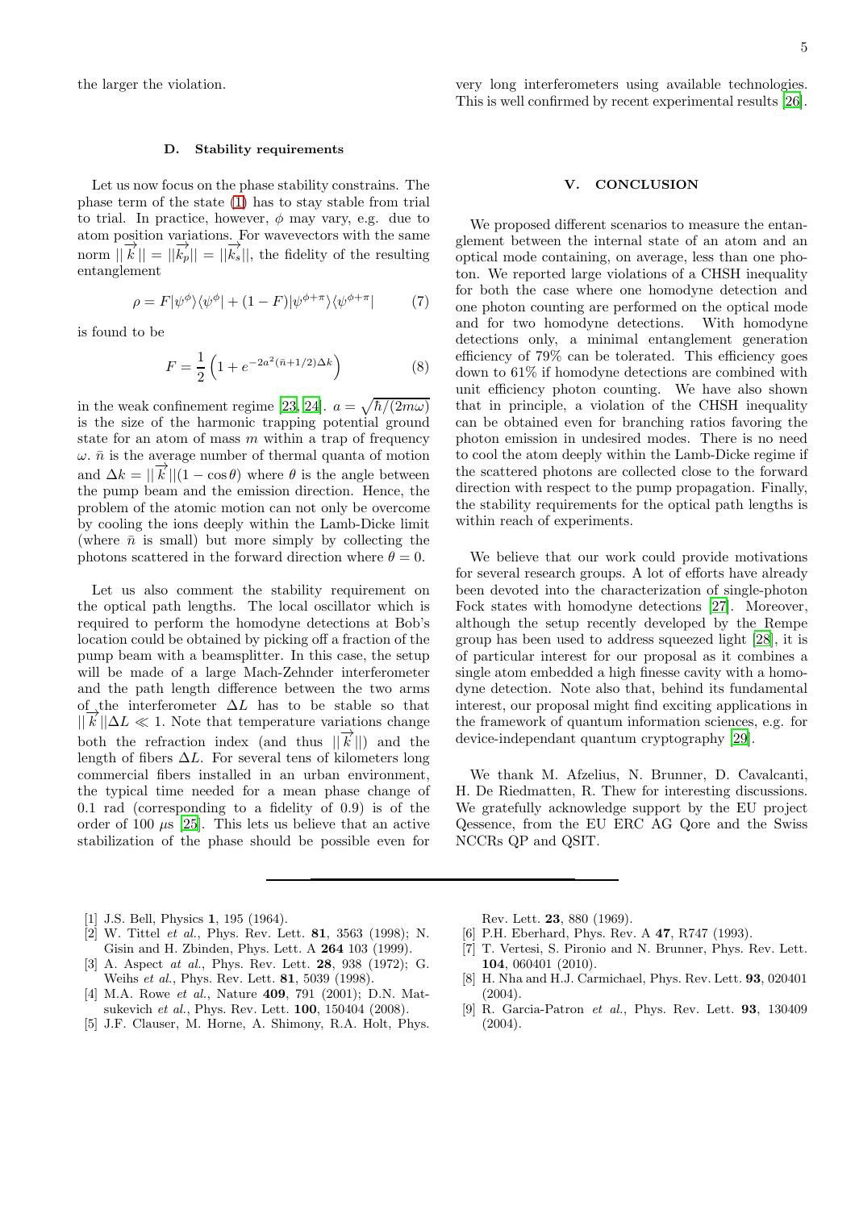the larger the violation.

### D. Stability requirements

Let us now focus on the phase stability constrains. The phase term of the state (1) has to stay stable from trial to trial. In practice, however, $\phi$ may vary, e.g. due to atom position variations. For wavevectors with the same norm $||\vec{k}|| = ||\vec{k_p}|| = ||\vec{k_s}||$, the fidelity of the resulting entanglement

$$\rho = F|\psi^{\phi}\rangle\langle\psi^{\phi}| + (1-F)|\psi^{\phi+\pi}\rangle\langle\psi^{\phi+\pi}| \quad (7)$$

is found to be

$$F = \frac{1}{2}\left(1 + e^{-2a^2(\bar{n}+1/2)\Delta k}\right) \quad (8)$$

in the weak confinement regime [23, 24]. $a = \sqrt{\hbar/(2m\omega)}$ is the size of the harmonic trapping potential ground state for an atom of mass $m$ within a trap of frequency $\omega$. $\bar{n}$ is the average number of thermal quanta of motion and $\Delta k = ||\vec{k}||(1-\cos\theta)$ where $\theta$ is the angle between the pump beam and the emission direction. Hence, the problem of the atomic motion can not only be overcome by cooling the ions deeply within the Lamb-Dicke limit (where $\bar{n}$ is small) but more simply by collecting the photons scattered in the forward direction where $\theta = 0$.

Let us also comment the stability requirement on the optical path lengths. The local oscillator which is required to perform the homodyne detections at Bob's location could be obtained by picking off a fraction of the pump beam with a beamsplitter. In this case, the setup will be made of a large Mach-Zehnder interferometer and the path length difference between the two arms of the interferometer $\Delta L$ has to be stable so that $||\vec{k}||\Delta L \ll 1$. Note that temperature variations change both the refraction index (and thus $||\vec{k}||$) and the length of fibers $\Delta L$. For several tens of kilometers long commercial fibers installed in an urban environment, the typical time needed for a mean phase change of 0.1 rad (corresponding to a fidelity of 0.9) is of the order of 100 $\mu$s [25]. This lets us believe that an active stabilization of the phase should be possible even for very long interferometers using available technologies. This is well confirmed by recent experimental results [26].

## V. CONCLUSION

We proposed different scenarios to measure the entanglement between the internal state of an atom and an optical mode containing, on average, less than one photon. We reported large violations of a CHSH inequality for both the case where one homodyne detection and one photon counting are performed on the optical mode and for two homodyne detections. With homodyne detections only, a minimal entanglement generation efficiency of 79% can be tolerated. This efficiency goes down to 61% if homodyne detections are combined with unit efficiency photon counting. We have also shown that in principle, a violation of the CHSH inequality can be obtained even for branching ratios favoring the photon emission in undesired modes. There is no need to cool the atom deeply within the Lamb-Dicke regime if the scattered photons are collected close to the forward direction with respect to the pump propagation. Finally, the stability requirements for the optical path lengths is within reach of experiments.

We believe that our work could provide motivations for several research groups. A lot of efforts have already been devoted into the characterization of single-photon Fock states with homodyne detections [27]. Moreover, although the setup recently developed by the Rempe group has been used to address squeezed light [28], it is of particular interest for our proposal as it combines a single atom embedded a high finesse cavity with a homodyne detection. Note also that, behind its fundamental interest, our proposal might find exciting applications in the framework of quantum information sciences, e.g. for device-independant quantum cryptography [29].

We thank M. Afzelius, N. Brunner, D. Cavalcanti, H. De Riedmatten, R. Thew for interesting discussions. We gratefully acknowledge support by the EU project Qessence, from the EU ERC AG Qore and the Swiss NCCRs QP and QSIT.

---

- [1] J.S. Bell, Physics **1**, 195 (1964).
- [2] W. Tittel *et al.*, Phys. Rev. Lett. **81**, 3563 (1998); N. Gisin and H. Zbinden, Phys. Lett. A **264** 103 (1999).
- [3] A. Aspect *at al.*, Phys. Rev. Lett. **28**, 938 (1972); G. Weihs *et al.*, Phys. Rev. Lett. **81**, 5039 (1998).
- [4] M.A. Rowe *et al.*, Nature **409**, 791 (2001); D.N. Matsukevich *et al.*, Phys. Rev. Lett. **100**, 150404 (2008).
- [5] J.F. Clauser, M. Horne, A. Shimony, R.A. Holt, Phys. Rev. Lett. **23**, 880 (1969).
- [6] P.H. Eberhard, Phys. Rev. A **47**, R747 (1993).
- [7] T. Vertesi, S. Pironio and N. Brunner, Phys. Rev. Lett. **104**, 060401 (2010).
- [8] H. Nha and H.J. Carmichael, Phys. Rev. Lett. **93**, 020401 (2004).
- [9] R. Garcia-Patron *et al.*, Phys. Rev. Lett. **93**, 130409 (2004).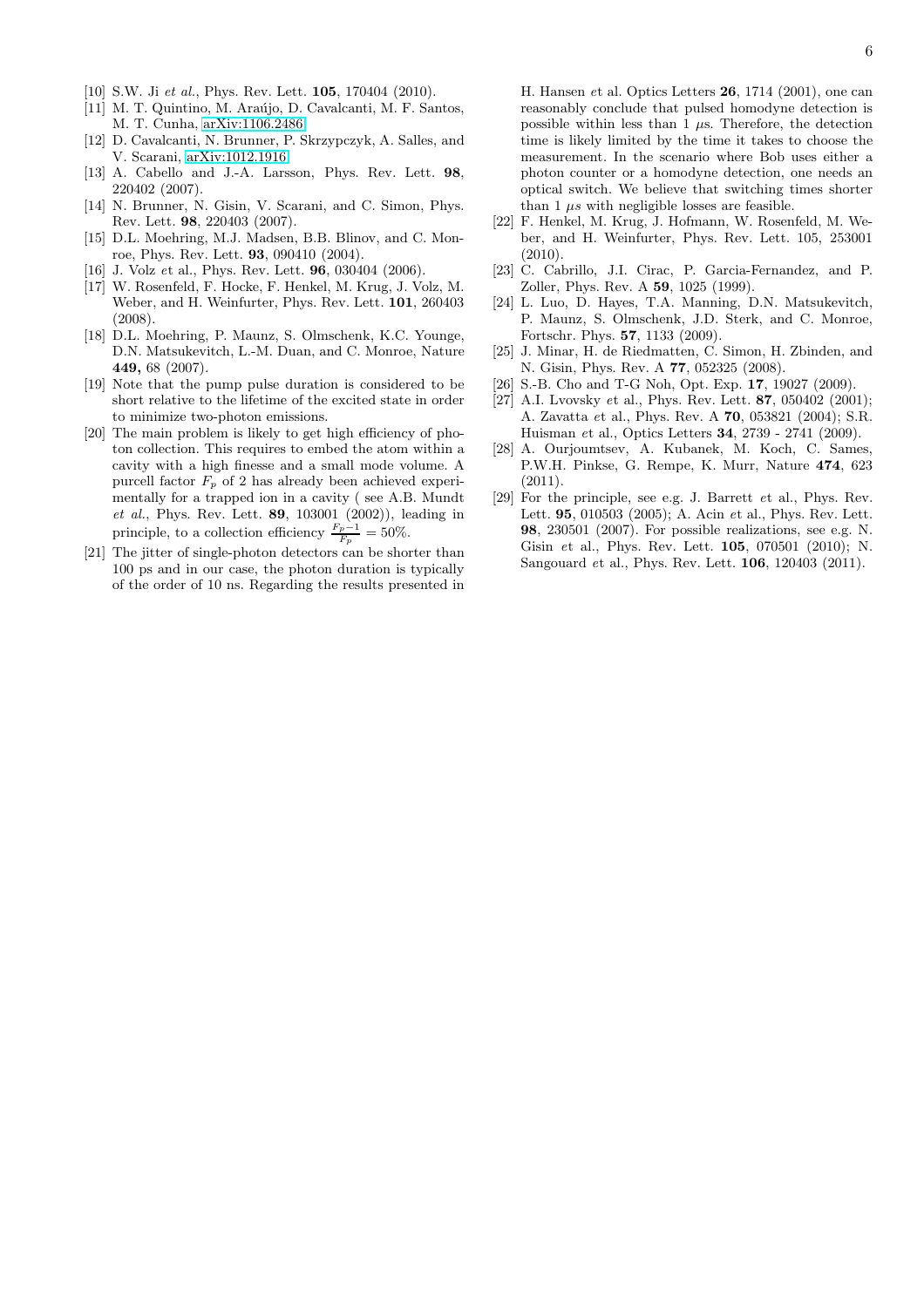[10] S.W. Ji *et al.*, Phys. Rev. Lett. **105**, 170404 (2010).

[11] M. T. Quintino, M. Araújo, D. Cavalcanti, M. F. Santos, M. T. Cunha, arXiv:1106.2486

[12] D. Cavalcanti, N. Brunner, P. Skrzypczyk, A. Salles, and V. Scarani, arXiv:1012.1916

[13] A. Cabello and J.-A. Larsson, Phys. Rev. Lett. **98**, 220402 (2007).

[14] N. Brunner, N. Gisin, V. Scarani, and C. Simon, Phys. Rev. Lett. **98**, 220403 (2007).

[15] D.L. Moehring, M.J. Madsen, B.B. Blinov, and C. Monroe, Phys. Rev. Lett. **93**, 090410 (2004).

[16] J. Volz *e*t al., Phys. Rev. Lett. **96**, 030404 (2006).

[17] W. Rosenfeld, F. Hocke, F. Henkel, M. Krug, J. Volz, M. Weber, and H. Weinfurter, Phys. Rev. Lett. **101**, 260403 (2008).

[18] D.L. Moehring, P. Maunz, S. Olmschenk, K.C. Younge, D.N. Matsukevitch, L.-M. Duan, and C. Monroe, Nature **449,** 68 (2007).

[19] Note that the pump pulse duration is considered to be short relative to the lifetime of the excited state in order to minimize two-photon emissions.

[20] The main problem is likely to get high efficiency of photon collection. This requires to embed the atom within a cavity with a high finesse and a small mode volume. A purcell factor $F_p$ of 2 has already been achieved experimentally for a trapped ion in a cavity ( see A.B. Mundt *et al.*, Phys. Rev. Lett. **89**, 103001 (2002)), leading in principle, to a collection efficiency $\frac{F_p-1}{F_p}=50\%$.

[21] The jitter of single-photon detectors can be shorter than 100 ps and in our case, the photon duration is typically of the order of 10 ns. Regarding the results presented in H. Hansen et al. Optics Letters **26**, 1714 (2001), one can reasonably conclude that pulsed homodyne detection is possible within less than 1 $\mu$s. Therefore, the detection time is likely limited by the time it takes to choose the measurement. In the scenario where Bob uses either a photon counter or a homodyne detection, one needs an optical switch. We believe that switching times shorter than 1 $\mu s$ with negligible losses are feasible.

[22] F. Henkel, M. Krug, J. Hofmann, W. Rosenfeld, M. Weber, and H. Weinfurter, Phys. Rev. Lett. 105, 253001 (2010).

[23] C. Cabrillo, J.I. Cirac, P. Garcia-Fernandez, and P. Zoller, Phys. Rev. A **59**, 1025 (1999).

[24] L. Luo, D. Hayes, T.A. Manning, D.N. Matsukevitch, P. Maunz, S. Olmschenk, J.D. Sterk, and C. Monroe, Fortschr. Phys. **57**, 1133 (2009).

[25] J. Minar, H. de Riedmatten, C. Simon, H. Zbinden, and N. Gisin, Phys. Rev. A **77**, 052325 (2008).

[26] S.-B. Cho and T-G Noh, Opt. Exp. **17**, 19027 (2009).

[27] A.I. Lvovsky *e*t al., Phys. Rev. Lett. **87**, 050402 (2001); A. Zavatta *e*t al., Phys. Rev. A **70**, 053821 (2004); S.R. Huisman *e*t al., Optics Letters **34**, 2739 - 2741 (2009).

[28] A. Ourjoumtsev, A. Kubanek, M. Koch, C. Sames, P.W.H. Pinkse, G. Rempe, K. Murr, Nature **474**, 623 (2011).

[29] For the principle, see e.g. J. Barrett *e*t al., Phys. Rev. Lett. **95**, 010503 (2005); A. Acin *e*t al., Phys. Rev. Lett. **98**, 230501 (2007). For possible realizations, see e.g. N. Gisin *e*t al., Phys. Rev. Lett. **105**, 070501 (2010); N. Sangouard *e*t al., Phys. Rev. Lett. **106**, 120403 (2011).